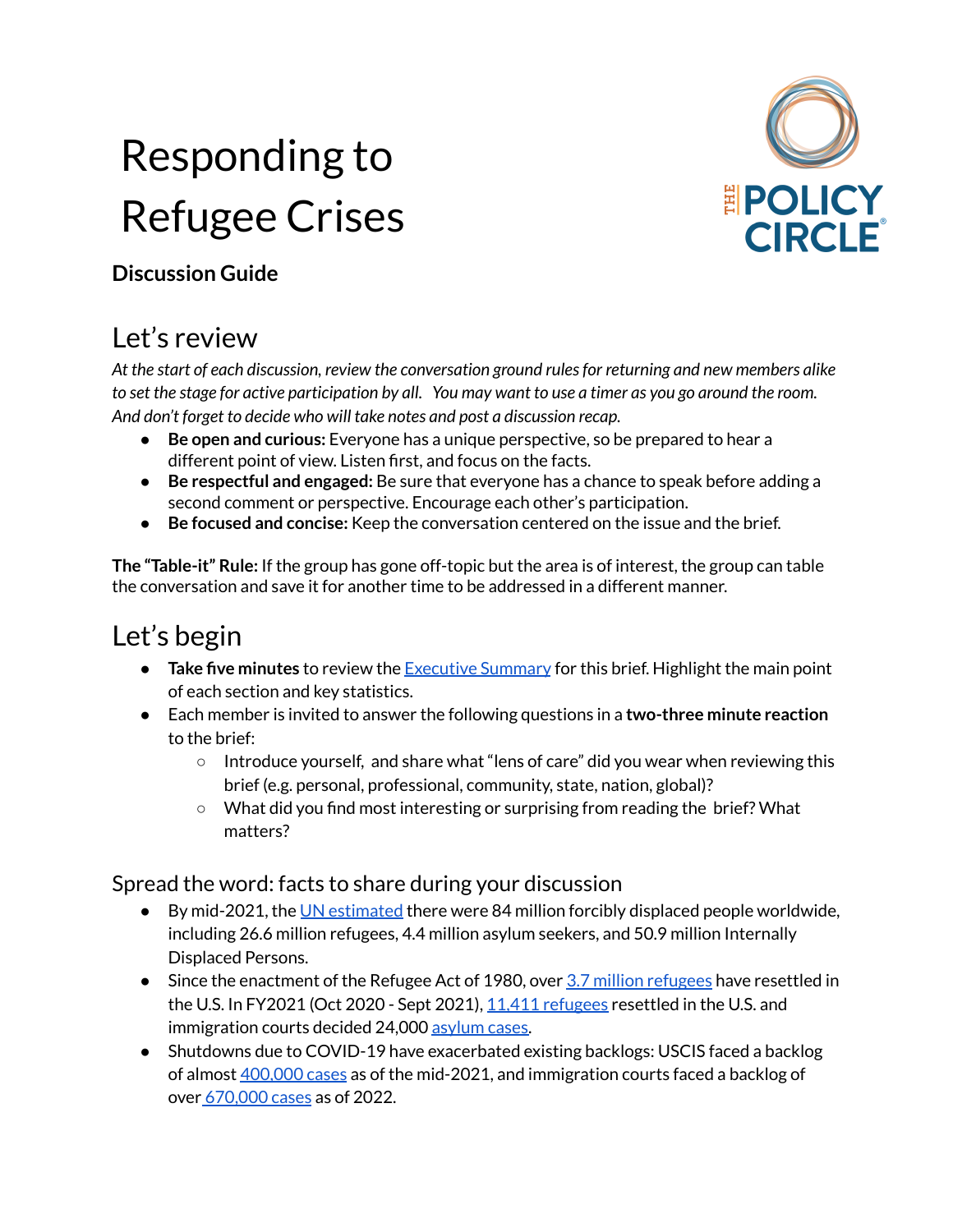# Responding to Refugee Crises

**Discussion Guide**

## Let's review

*At the start of each discussion, review the conversation ground rules for returning and new members alike to set the stage for active participation by all. You may want to use a timer as you go around the room. And don't forget to decide who will take notes and post a discussion recap.*

- **Be open and curious:** Everyone has a unique perspective, so be prepared to hear a different point of view. Listen first, and focus on the facts.
- **Be respectful and engaged:** Be sure that everyone has a chance to speak before adding a second comment or perspective. Encourage each other's participation.
- **Be focused and concise:** Keep the conversation centered on the issue and the brief.

**The "Table-it" Rule:** If the group has gone off-topic but the area is of interest, the group can table the conversation and save it for another time to be addressed in a different manner.

## Let's begin

- **Take five minutes** to review the Executive Summary for this brief. Highlight the main point of each section and key statistics.
- Each member is invited to answer the following questions in a **two-three minute reaction** to the brief:
  - Introduce yourself, and share what "lens of care" did you wear when reviewing this brief (e.g. personal, professional, community, state, nation, global)?
  - What did you find most interesting or surprising from reading the brief? What matters?

### Spread the word: facts to share during your discussion

- By mid-2021, the UN estimated there were 84 million forcibly displaced people worldwide, including 26.6 million refugees, 4.4 million asylum seekers, and 50.9 million Internally Displaced Persons.
- Since the enactment of the Refugee Act of 1980, over 3.7 million refugees have resettled in the U.S. In FY2021 (Oct 2020 - Sept 2021), 11,411 refugees resettled in the U.S. and immigration courts decided 24,000 asylum cases.
- Shutdowns due to COVID-19 have exacerbated existing backlogs: USCIS faced a backlog of almost 400,000 cases as of the mid-2021, and immigration courts faced a backlog of over 670,000 cases as of 2022.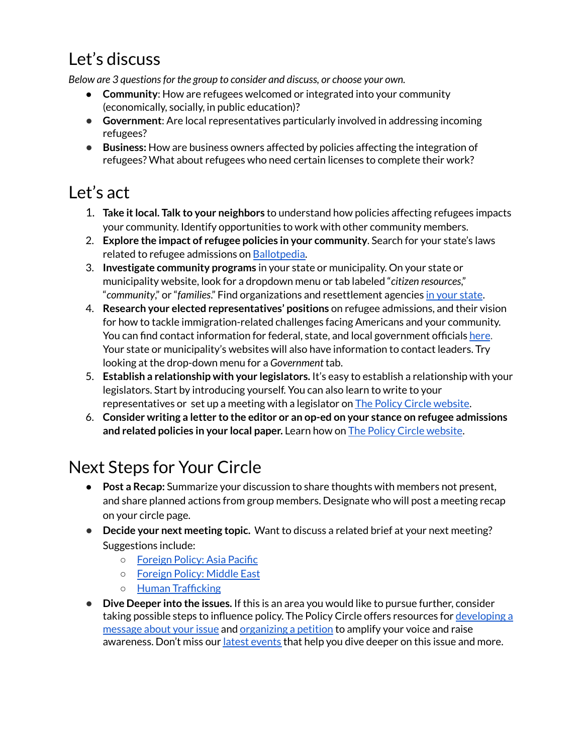## Let's discuss

*Below are 3 questions for the group to consider and discuss, or choose your own.*

- **Community**: How are refugees welcomed or integrated into your community (economically, socially, in public education)?
- **Government**: Are local representatives particularly involved in addressing incoming refugees?
- **Business:** How are business owners affected by policies affecting the integration of refugees? What about refugees who need certain licenses to complete their work?

## Let's act

1. **Take it local. Talk to your neighbors** to understand how policies affecting refugees impacts your community. Identify opportunities to work with other community members.
2. **Explore the impact of refugee policies in your community**. Search for your state's laws related to refugee admissions on Ballotpedia.
3. **Investigate community programs** in your state or municipality. On your state or municipality website, look for a dropdown menu or tab labeled "*citizen resources*," "*community*," or "*families*." Find organizations and resettlement agencies in your state.
4. **Research your elected representatives' positions** on refugee admissions, and their vision for how to tackle immigration-related challenges facing Americans and your community. You can find contact information for federal, state, and local government officials here. Your state or municipality's websites will also have information to contact leaders. Try looking at the drop-down menu for a *Government* tab.
5. **Establish a relationship with your legislators.** It's easy to establish a relationship with your legislators. Start by introducing yourself. You can also learn to write to your representatives or set up a meeting with a legislator on The Policy Circle website.
6. **Consider writing a letter to the editor or an op-ed on your stance on refugee admissions and related policies in your local paper.** Learn how on The Policy Circle website.

## Next Steps for Your Circle

- **Post a Recap:** Summarize your discussion to share thoughts with members not present, and share planned actions from group members. Designate who will post a meeting recap on your circle page.
- **Decide your next meeting topic.** Want to discuss a related brief at your next meeting? Suggestions include:
  - Foreign Policy: Asia Pacific
  - Foreign Policy: Middle East
  - Human Trafficking
- **Dive Deeper into the issues.** If this is an area you would like to pursue further, consider taking possible steps to influence policy. The Policy Circle offers resources for developing a message about your issue and organizing a petition to amplify your voice and raise awareness. Don't miss our latest events that help you dive deeper on this issue and more.